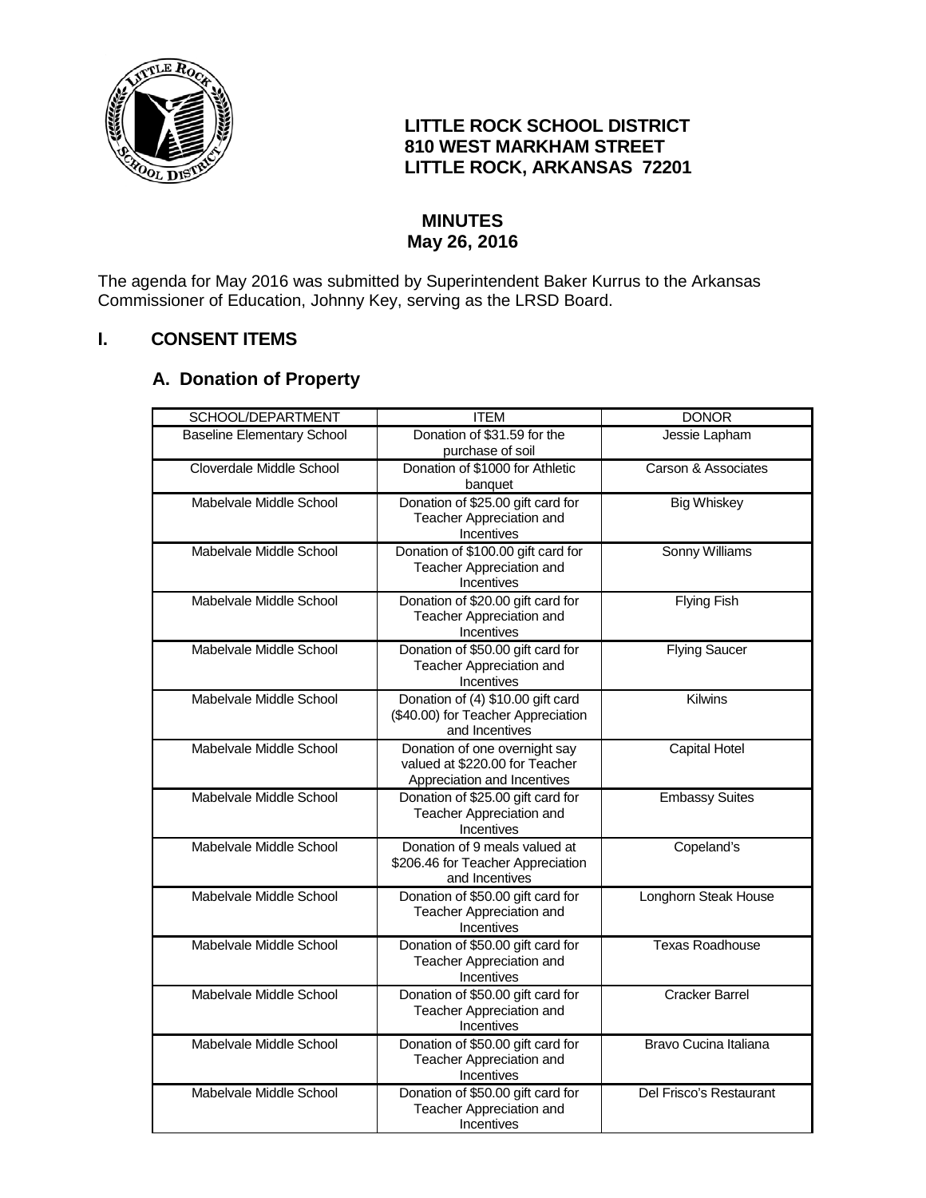**LITTLE ROCK SCHOOL DISTRICT**
**810 WEST MARKHAM STREET**
**LITTLE ROCK, ARKANSAS 72201**

**MINUTES**
**May 26, 2016**

The agenda for May 2016 was submitted by Superintendent Baker Kurrus to the Arkansas Commissioner of Education, Johnny Key, serving as the LRSD Board.

## I. CONSENT ITEMS

### A. Donation of Property

| SCHOOL/DEPARTMENT | ITEM | DONOR |
|---|---|---|
| Baseline Elementary School | Donation of $31.59 for the purchase of soil | Jessie Lapham |
| Cloverdale Middle School | Donation of $1000 for Athletic banquet | Carson & Associates |
| Mabelvale Middle School | Donation of $25.00 gift card for Teacher Appreciation and Incentives | Big Whiskey |
| Mabelvale Middle School | Donation of $100.00 gift card for Teacher Appreciation and Incentives | Sonny Williams |
| Mabelvale Middle School | Donation of $20.00 gift card for Teacher Appreciation and Incentives | Flying Fish |
| Mabelvale Middle School | Donation of $50.00 gift card for Teacher Appreciation and Incentives | Flying Saucer |
| Mabelvale Middle School | Donation of (4) $10.00 gift card ($40.00) for Teacher Appreciation and Incentives | Kilwins |
| Mabelvale Middle School | Donation of one overnight say valued at $220.00 for Teacher Appreciation and Incentives | Capital Hotel |
| Mabelvale Middle School | Donation of $25.00 gift card for Teacher Appreciation and Incentives | Embassy Suites |
| Mabelvale Middle School | Donation of 9 meals valued at $206.46 for Teacher Appreciation and Incentives | Copeland's |
| Mabelvale Middle School | Donation of $50.00 gift card for Teacher Appreciation and Incentives | Longhorn Steak House |
| Mabelvale Middle School | Donation of $50.00 gift card for Teacher Appreciation and Incentives | Texas Roadhouse |
| Mabelvale Middle School | Donation of $50.00 gift card for Teacher Appreciation and Incentives | Cracker Barrel |
| Mabelvale Middle School | Donation of $50.00 gift card for Teacher Appreciation and Incentives | Bravo Cucina Italiana |
| Mabelvale Middle School | Donation of $50.00 gift card for Teacher Appreciation and Incentives | Del Frisco's Restaurant |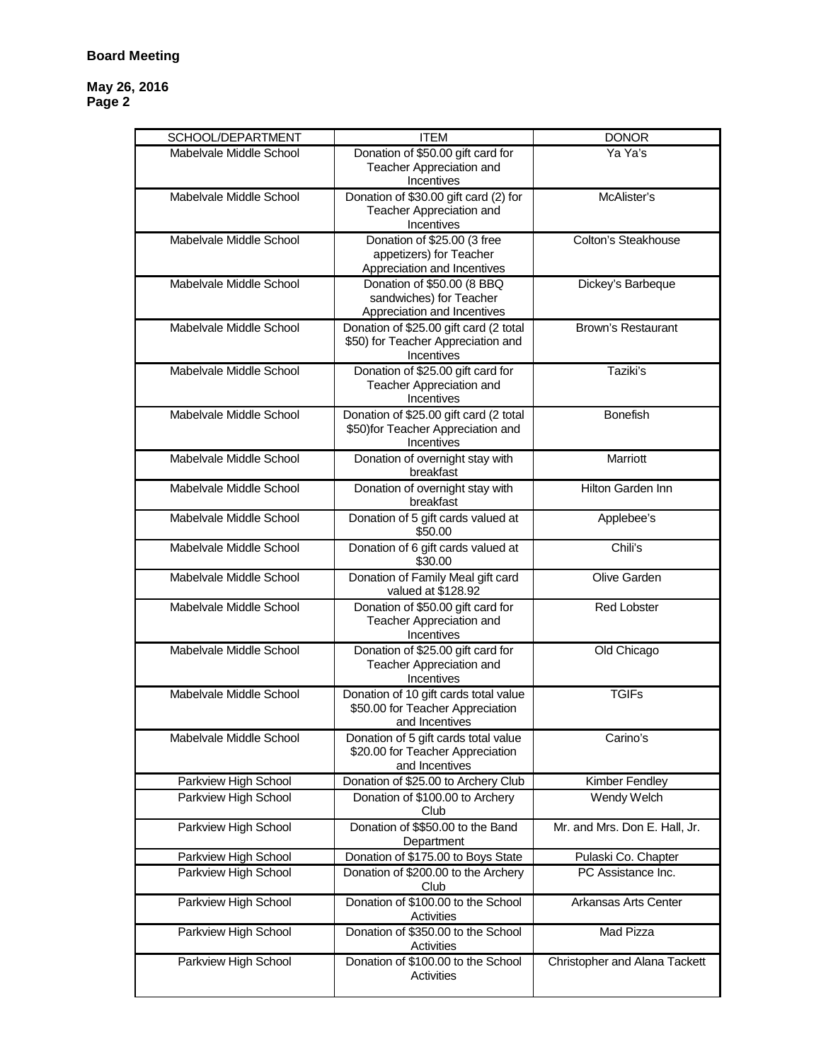**Board Meeting**

**May 26, 2016**
**Page 2**

| SCHOOL/DEPARTMENT | ITEM | DONOR |
|---|---|---|
| Mabelvale Middle School | Donation of $50.00 gift card for Teacher Appreciation and Incentives | Ya Ya's |
| Mabelvale Middle School | Donation of $30.00 gift card (2) for Teacher Appreciation and Incentives | McAlister's |
| Mabelvale Middle School | Donation of $25.00 (3 free appetizers) for Teacher Appreciation and Incentives | Colton's Steakhouse |
| Mabelvale Middle School | Donation of $50.00 (8 BBQ sandwiches) for Teacher Appreciation and Incentives | Dickey's Barbeque |
| Mabelvale Middle School | Donation of $25.00 gift card (2 total $50) for Teacher Appreciation and Incentives | Brown's Restaurant |
| Mabelvale Middle School | Donation of $25.00 gift card for Teacher Appreciation and Incentives | Taziki's |
| Mabelvale Middle School | Donation of $25.00 gift card (2 total $50)for Teacher Appreciation and Incentives | Bonefish |
| Mabelvale Middle School | Donation of overnight stay with breakfast | Marriott |
| Mabelvale Middle School | Donation of overnight stay with breakfast | Hilton Garden Inn |
| Mabelvale Middle School | Donation of 5 gift cards valued at $50.00 | Applebee's |
| Mabelvale Middle School | Donation of 6 gift cards valued at $30.00 | Chili's |
| Mabelvale Middle School | Donation of Family Meal gift card valued at $128.92 | Olive Garden |
| Mabelvale Middle School | Donation of $50.00 gift card for Teacher Appreciation and Incentives | Red Lobster |
| Mabelvale Middle School | Donation of $25.00 gift card for Teacher Appreciation and Incentives | Old Chicago |
| Mabelvale Middle School | Donation of 10 gift cards total value $50.00 for Teacher Appreciation and Incentives | TGIFs |
| Mabelvale Middle School | Donation of 5 gift cards total value $20.00 for Teacher Appreciation and Incentives | Carino's |
| Parkview High School | Donation of $25.00 to Archery Club | Kimber Fendley |
| Parkview High School | Donation of $100.00 to Archery Club | Wendy Welch |
| Parkview High School | Donation of $$50.00 to the Band Department | Mr. and Mrs. Don E. Hall, Jr. |
| Parkview High School | Donation of $175.00 to Boys State | Pulaski Co. Chapter |
| Parkview High School | Donation of $200.00 to the Archery Club | PC Assistance Inc. |
| Parkview High School | Donation of $100.00 to the School Activities | Arkansas Arts Center |
| Parkview High School | Donation of $350.00 to the School Activities | Mad Pizza |
| Parkview High School | Donation of $100.00 to the School Activities | Christopher and Alana Tackett |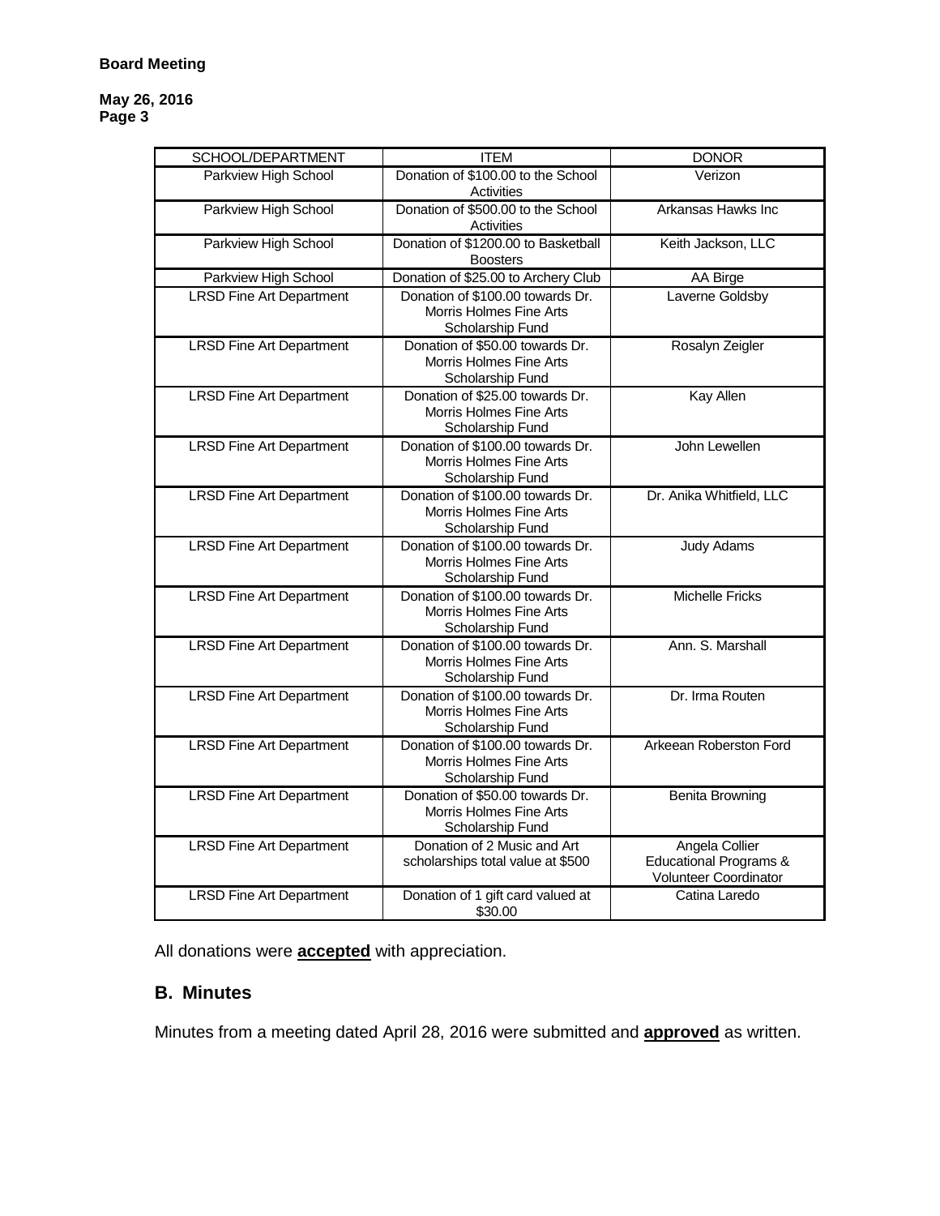| SCHOOL/DEPARTMENT | ITEM | DONOR |
|---|---|---|
| Parkview High School | Donation of $100.00 to the School Activities | Verizon |
| Parkview High School | Donation of $500.00 to the School Activities | Arkansas Hawks Inc |
| Parkview High School | Donation of $1200.00 to Basketball Boosters | Keith Jackson, LLC |
| Parkview High School | Donation of $25.00 to Archery Club | AA Birge |
| LRSD Fine Art Department | Donation of $100.00 towards Dr. Morris Holmes Fine Arts Scholarship Fund | Laverne Goldsby |
| LRSD Fine Art Department | Donation of $50.00 towards Dr. Morris Holmes Fine Arts Scholarship Fund | Rosalyn Zeigler |
| LRSD Fine Art Department | Donation of $25.00 towards Dr. Morris Holmes Fine Arts Scholarship Fund | Kay Allen |
| LRSD Fine Art Department | Donation of $100.00 towards Dr. Morris Holmes Fine Arts Scholarship Fund | John Lewellen |
| LRSD Fine Art Department | Donation of $100.00 towards Dr. Morris Holmes Fine Arts Scholarship Fund | Dr. Anika Whitfield, LLC |
| LRSD Fine Art Department | Donation of $100.00 towards Dr. Morris Holmes Fine Arts Scholarship Fund | Judy Adams |
| LRSD Fine Art Department | Donation of $100.00 towards Dr. Morris Holmes Fine Arts Scholarship Fund | Michelle Fricks |
| LRSD Fine Art Department | Donation of $100.00 towards Dr. Morris Holmes Fine Arts Scholarship Fund | Ann. S. Marshall |
| LRSD Fine Art Department | Donation of $100.00 towards Dr. Morris Holmes Fine Arts Scholarship Fund | Dr. Irma Routen |
| LRSD Fine Art Department | Donation of $100.00 towards Dr. Morris Holmes Fine Arts Scholarship Fund | Arkeean Roberston Ford |
| LRSD Fine Art Department | Donation of $50.00 towards Dr. Morris Holmes Fine Arts Scholarship Fund | Benita Browning |
| LRSD Fine Art Department | Donation of 2 Music and Art scholarships total value at $500 | Angela Collier Educational Programs & Volunteer Coordinator |
| LRSD Fine Art Department | Donation of 1 gift card valued at $30.00 | Catina Laredo |

All donations were **accepted** with appreciation.

## B. Minutes

Minutes from a meeting dated April 28, 2016 were submitted and **approved** as written.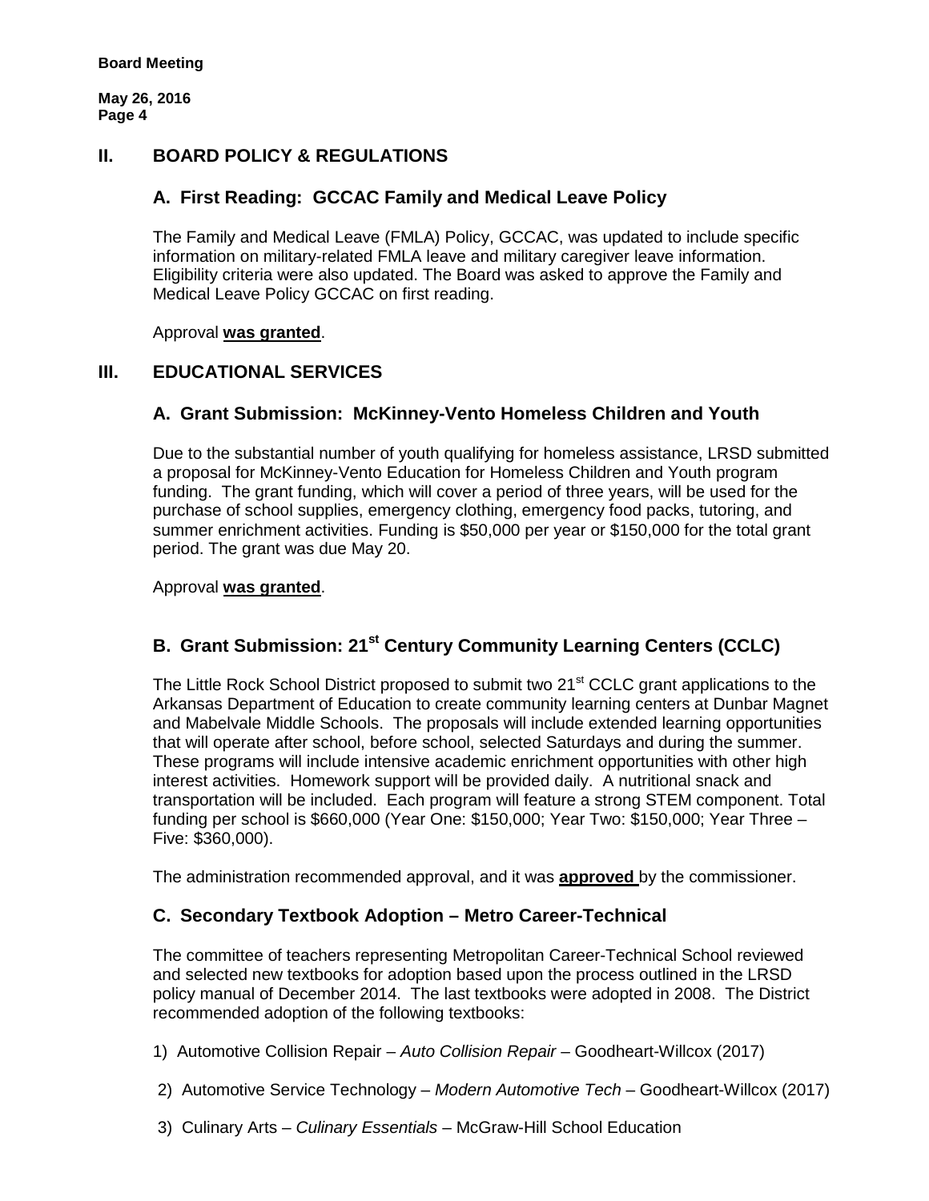## II. BOARD POLICY & REGULATIONS

### A. First Reading: GCCAC Family and Medical Leave Policy

The Family and Medical Leave (FMLA) Policy, GCCAC, was updated to include specific information on military-related FMLA leave and military caregiver leave information. Eligibility criteria were also updated. The Board was asked to approve the Family and Medical Leave Policy GCCAC on first reading.

Approval **was granted**.

## III. EDUCATIONAL SERVICES

### A. Grant Submission: McKinney-Vento Homeless Children and Youth

Due to the substantial number of youth qualifying for homeless assistance, LRSD submitted a proposal for McKinney-Vento Education for Homeless Children and Youth program funding. The grant funding, which will cover a period of three years, will be used for the purchase of school supplies, emergency clothing, emergency food packs, tutoring, and summer enrichment activities. Funding is $50,000 per year or $150,000 for the total grant period. The grant was due May 20.

Approval **was granted**.

### B. Grant Submission: 21st Century Community Learning Centers (CCLC)

The Little Rock School District proposed to submit two 21st CCLC grant applications to the Arkansas Department of Education to create community learning centers at Dunbar Magnet and Mabelvale Middle Schools. The proposals will include extended learning opportunities that will operate after school, before school, selected Saturdays and during the summer. These programs will include intensive academic enrichment opportunities with other high interest activities. Homework support will be provided daily. A nutritional snack and transportation will be included. Each program will feature a strong STEM component. Total funding per school is $660,000 (Year One: $150,000; Year Two: $150,000; Year Three – Five: $360,000).

The administration recommended approval, and it was **approved** by the commissioner.

### C. Secondary Textbook Adoption – Metro Career-Technical

The committee of teachers representing Metropolitan Career-Technical School reviewed and selected new textbooks for adoption based upon the process outlined in the LRSD policy manual of December 2014. The last textbooks were adopted in 2008. The District recommended adoption of the following textbooks:

1) Automotive Collision Repair – *Auto Collision Repair* – Goodheart-Willcox (2017)
2) Automotive Service Technology – *Modern Automotive Tech* – Goodheart-Willcox (2017)
3) Culinary Arts – *Culinary Essentials* – McGraw-Hill School Education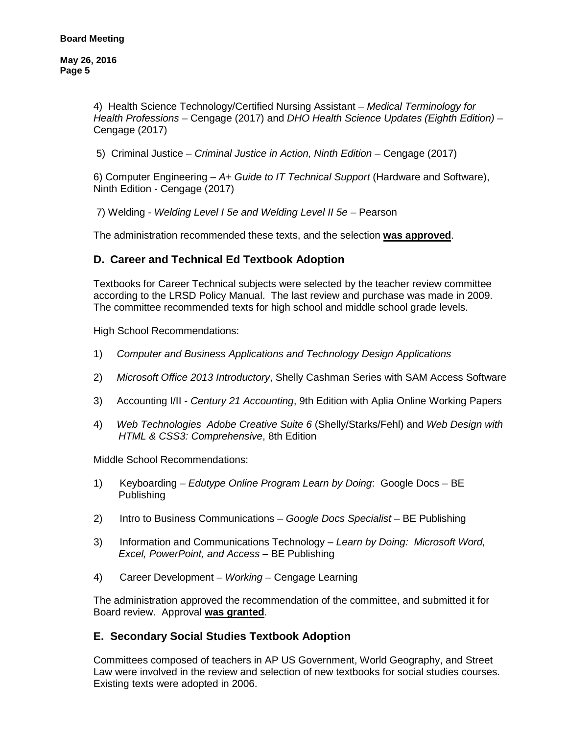4) Health Science Technology/Certified Nursing Assistant – *Medical Terminology for Health Professions* – Cengage (2017) and *DHO Health Science Updates (Eighth Edition)* – Cengage (2017)

5) Criminal Justice – *Criminal Justice in Action, Ninth Edition* – Cengage (2017)

6) Computer Engineering – *A+ Guide to IT Technical Support* (Hardware and Software), Ninth Edition - Cengage (2017)

7) Welding - *Welding Level I 5e and Welding Level II 5e* – Pearson

The administration recommended these texts, and the selection **was approved**.

## D. Career and Technical Ed Textbook Adoption

Textbooks for Career Technical subjects were selected by the teacher review committee according to the LRSD Policy Manual. The last review and purchase was made in 2009. The committee recommended texts for high school and middle school grade levels.

High School Recommendations:

1) *Computer and Business Applications and Technology Design Applications*

2) *Microsoft Office 2013 Introductory*, Shelly Cashman Series with SAM Access Software

3) Accounting I/II - *Century 21 Accounting*, 9th Edition with Aplia Online Working Papers

4) *Web Technologies Adobe Creative Suite 6* (Shelly/Starks/Fehl) and *Web Design with HTML & CSS3: Comprehensive*, 8th Edition

Middle School Recommendations:

1) Keyboarding – *Edutype Online Program Learn by Doing*: Google Docs – BE Publishing

2) Intro to Business Communications – *Google Docs Specialist* – BE Publishing

3) Information and Communications Technology – *Learn by Doing: Microsoft Word, Excel, PowerPoint, and Access* – BE Publishing

4) Career Development – *Working* – Cengage Learning

The administration approved the recommendation of the committee, and submitted it for Board review. Approval **was granted**.

## E. Secondary Social Studies Textbook Adoption

Committees composed of teachers in AP US Government, World Geography, and Street Law were involved in the review and selection of new textbooks for social studies courses. Existing texts were adopted in 2006.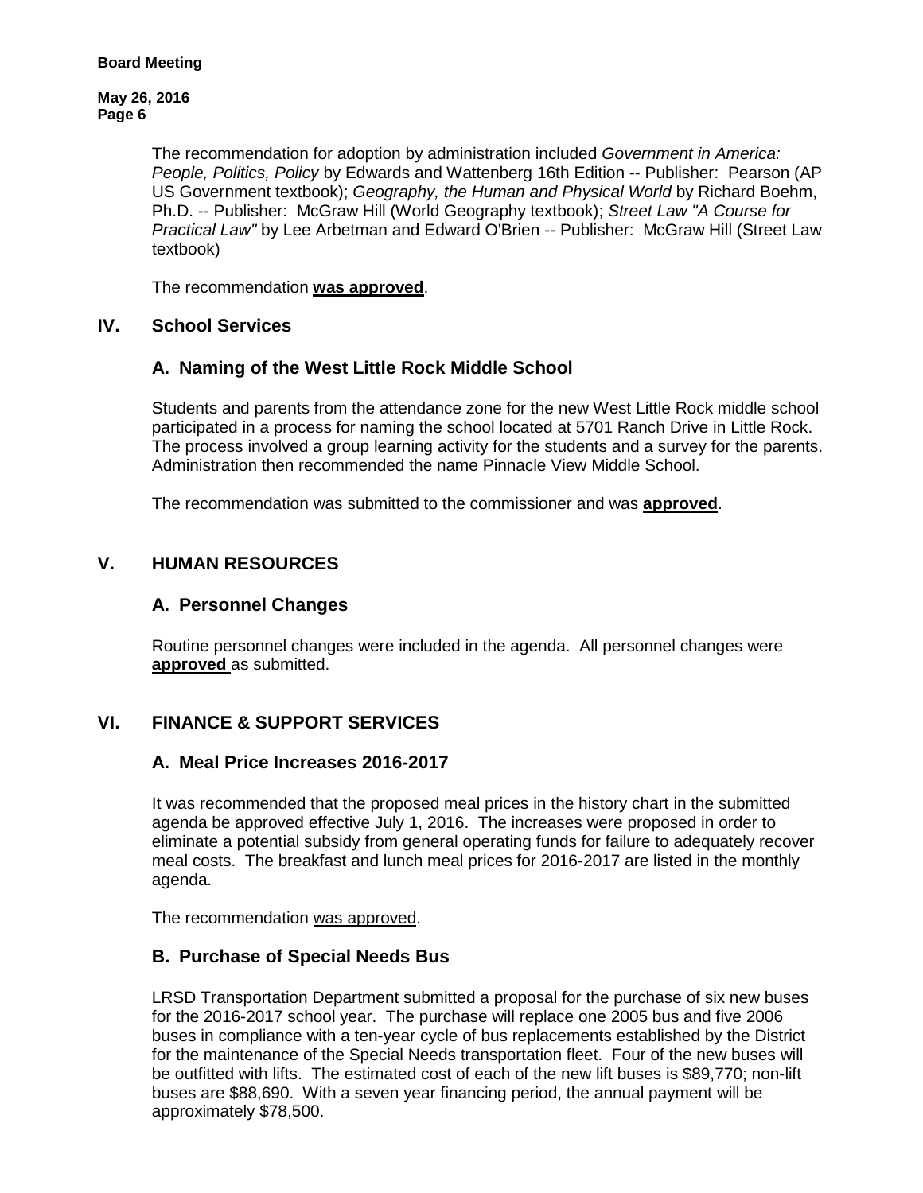The recommendation for adoption by administration included *Government in America: People, Politics, Policy* by Edwards and Wattenberg 16th Edition -- Publisher: Pearson (AP US Government textbook); *Geography, the Human and Physical World* by Richard Boehm, Ph.D. -- Publisher: McGraw Hill (World Geography textbook); *Street Law "A Course for Practical Law"* by Lee Arbetman and Edward O'Brien -- Publisher: McGraw Hill (Street Law textbook)

The recommendation **was approved**.

## IV. School Services

### A. Naming of the West Little Rock Middle School

Students and parents from the attendance zone for the new West Little Rock middle school participated in a process for naming the school located at 5701 Ranch Drive in Little Rock. The process involved a group learning activity for the students and a survey for the parents. Administration then recommended the name Pinnacle View Middle School.

The recommendation was submitted to the commissioner and was **approved**.

## V. HUMAN RESOURCES

### A. Personnel Changes

Routine personnel changes were included in the agenda. All personnel changes were **approved** as submitted.

## VI. FINANCE & SUPPORT SERVICES

### A. Meal Price Increases 2016-2017

It was recommended that the proposed meal prices in the history chart in the submitted agenda be approved effective July 1, 2016. The increases were proposed in order to eliminate a potential subsidy from general operating funds for failure to adequately recover meal costs. The breakfast and lunch meal prices for 2016-2017 are listed in the monthly agenda.

The recommendation was approved.

### B. Purchase of Special Needs Bus

LRSD Transportation Department submitted a proposal for the purchase of six new buses for the 2016-2017 school year. The purchase will replace one 2005 bus and five 2006 buses in compliance with a ten-year cycle of bus replacements established by the District for the maintenance of the Special Needs transportation fleet. Four of the new buses will be outfitted with lifts. The estimated cost of each of the new lift buses is $89,770; non-lift buses are $88,690. With a seven year financing period, the annual payment will be approximately $78,500.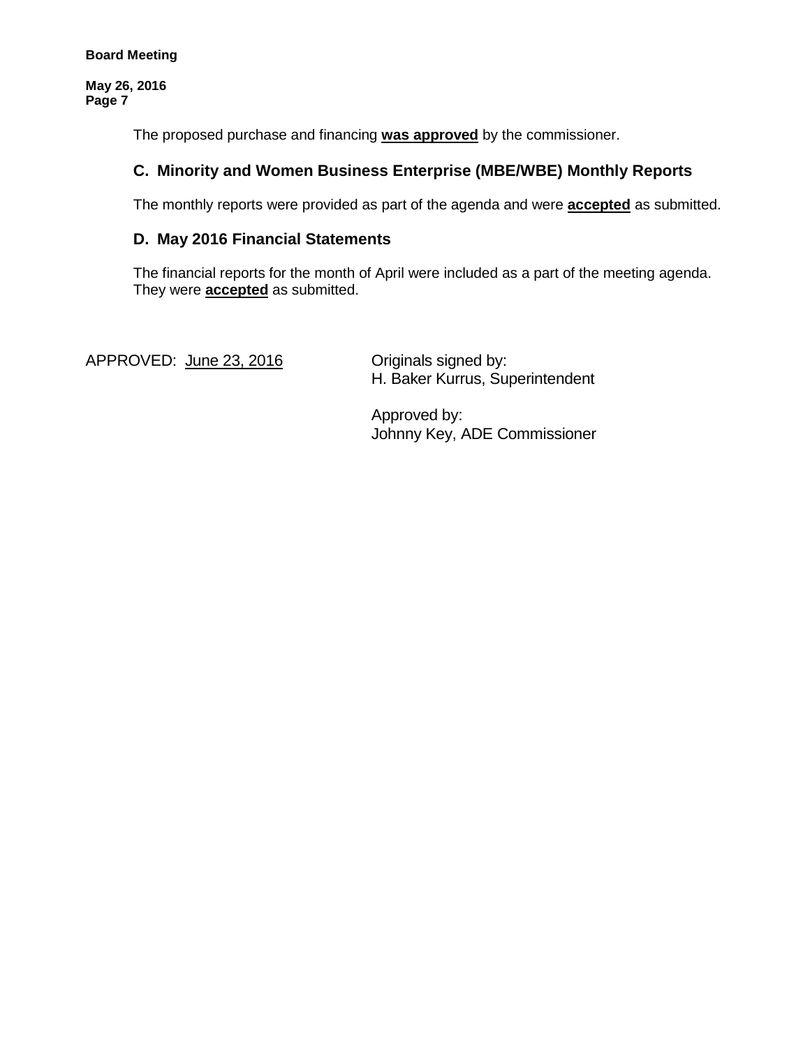The proposed purchase and financing **was approved** by the commissioner.

### C. Minority and Women Business Enterprise (MBE/WBE) Monthly Reports

The monthly reports were provided as part of the agenda and were **accepted** as submitted.

### D. May 2016 Financial Statements

The financial reports for the month of April were included as a part of the meeting agenda. They were **accepted** as submitted.

APPROVED: June 23, 2016

Originals signed by:
H. Baker Kurrus, Superintendent

Approved by:
Johnny Key, ADE Commissioner